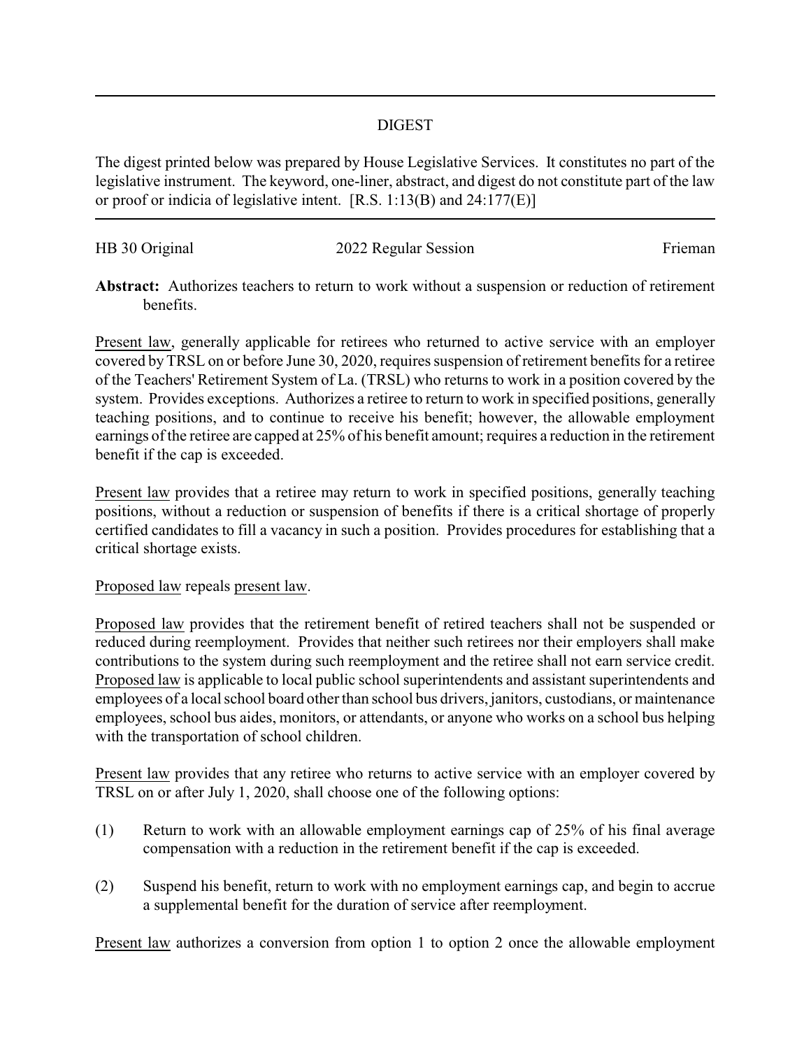# DIGEST

The digest printed below was prepared by House Legislative Services. It constitutes no part of the legislative instrument. The keyword, one-liner, abstract, and digest do not constitute part of the law or proof or indicia of legislative intent. [R.S. 1:13(B) and 24:177(E)]

HB 30 Original | 2022 Regular Session | Frieman

**Abstract:** Authorizes teachers to return to work without a suspension or reduction of retirement benefits.

Present law, generally applicable for retirees who returned to active service with an employer covered by TRSL on or before June 30, 2020, requires suspension of retirement benefits for a retiree of the Teachers' Retirement System of La. (TRSL) who returns to work in a position covered by the system. Provides exceptions. Authorizes a retiree to return to work in specified positions, generally teaching positions, and to continue to receive his benefit; however, the allowable employment earnings of the retiree are capped at 25% of his benefit amount; requires a reduction in the retirement benefit if the cap is exceeded.

Present law provides that a retiree may return to work in specified positions, generally teaching positions, without a reduction or suspension of benefits if there is a critical shortage of properly certified candidates to fill a vacancy in such a position. Provides procedures for establishing that a critical shortage exists.

Proposed law repeals present law.

Proposed law provides that the retirement benefit of retired teachers shall not be suspended or reduced during reemployment. Provides that neither such retirees nor their employers shall make contributions to the system during such reemployment and the retiree shall not earn service credit. Proposed law is applicable to local public school superintendents and assistant superintendents and employees of a local school board other than school bus drivers, janitors, custodians, or maintenance employees, school bus aides, monitors, or attendants, or anyone who works on a school bus helping with the transportation of school children.

Present law provides that any retiree who returns to active service with an employer covered by TRSL on or after July 1, 2020, shall choose one of the following options:

(1) Return to work with an allowable employment earnings cap of 25% of his final average compensation with a reduction in the retirement benefit if the cap is exceeded.

(2) Suspend his benefit, return to work with no employment earnings cap, and begin to accrue a supplemental benefit for the duration of service after reemployment.

Present law authorizes a conversion from option 1 to option 2 once the allowable employment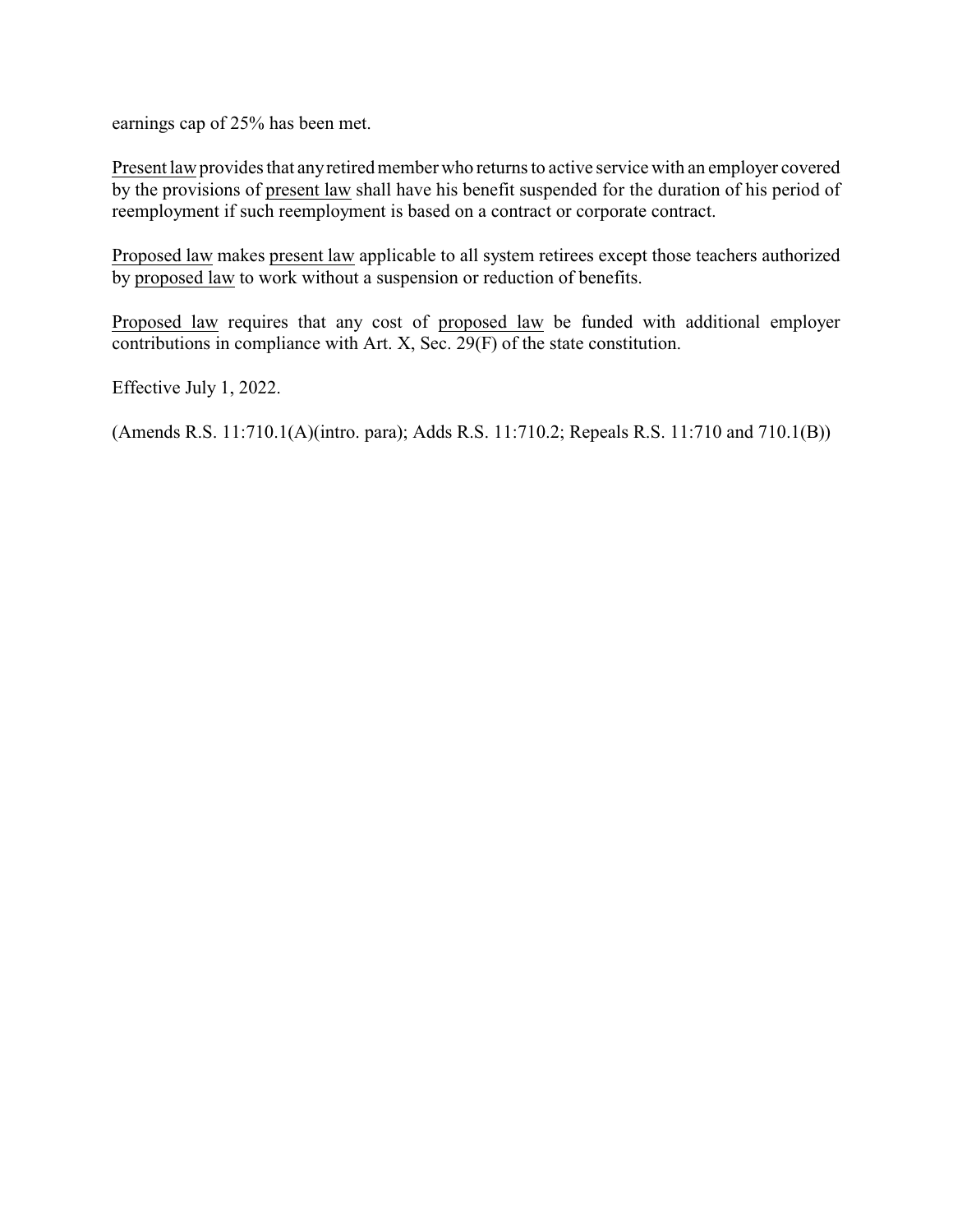earnings cap of 25% has been met.

Present law provides that any retired member who returns to active service with an employer covered by the provisions of present law shall have his benefit suspended for the duration of his period of reemployment if such reemployment is based on a contract or corporate contract.

Proposed law makes present law applicable to all system retirees except those teachers authorized by proposed law to work without a suspension or reduction of benefits.

Proposed law requires that any cost of proposed law be funded with additional employer contributions in compliance with Art. X, Sec. 29(F) of the state constitution.

Effective July 1, 2022.

(Amends R.S. 11:710.1(A)(intro. para); Adds R.S. 11:710.2; Repeals R.S. 11:710 and 710.1(B))